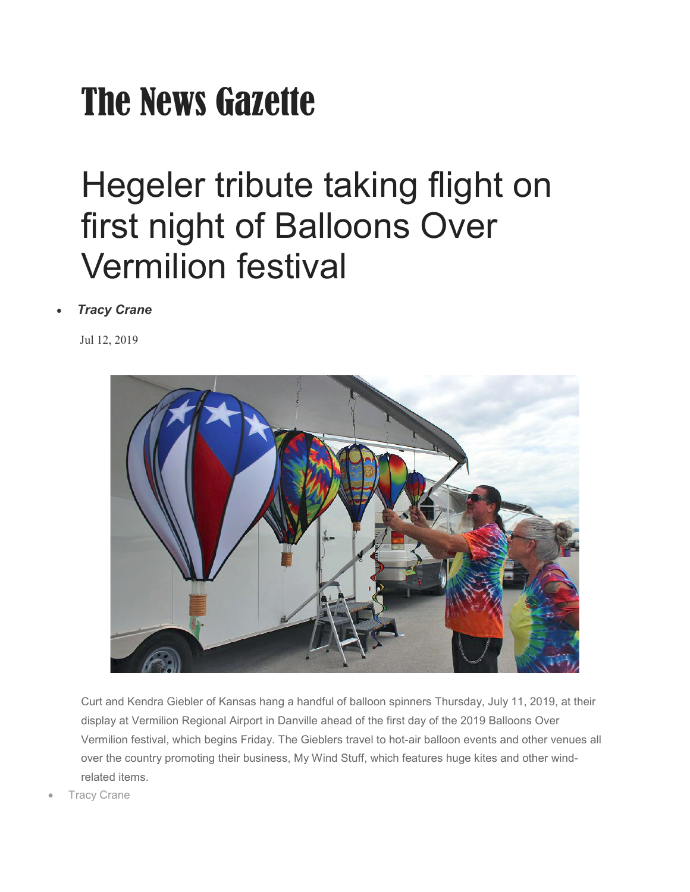# The News Gazette

# Hegeler tribute taking flight on first night of Balloons Over Vermilion festival

- ***Tracy Crane***

Jul 12, 2019

Curt and Kendra Giebler of Kansas hang a handful of balloon spinners Thursday, July 11, 2019, at their display at Vermilion Regional Airport in Danville ahead of the first day of the 2019 Balloons Over Vermilion festival, which begins Friday. The Gieblers travel to hot-air balloon events and other venues all over the country promoting their business, My Wind Stuff, which features huge kites and other wind-related items.

- Tracy Crane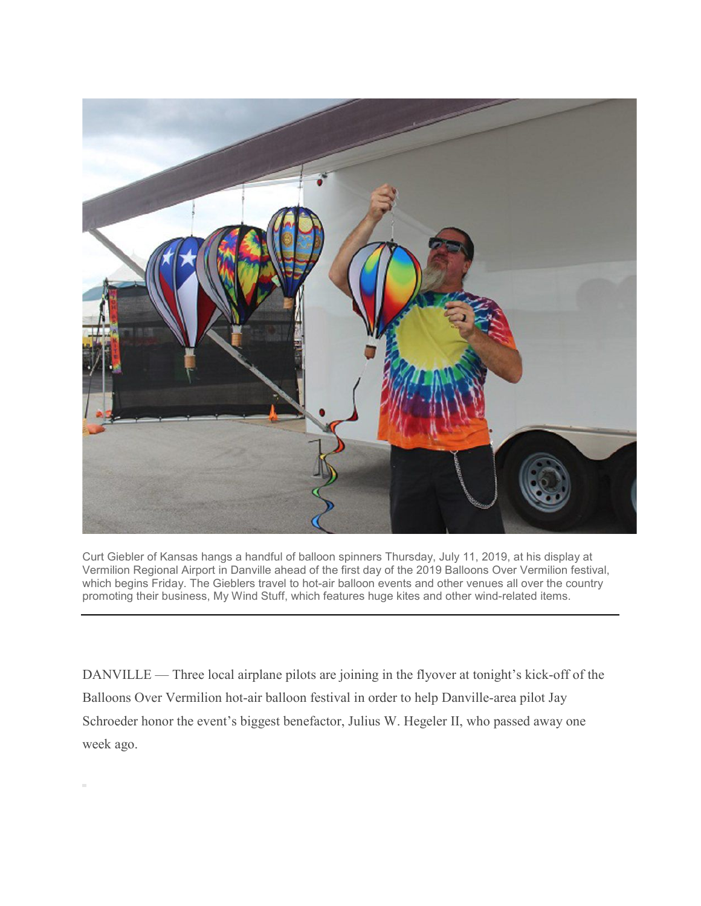Curt Giebler of Kansas hangs a handful of balloon spinners Thursday, July 11, 2019, at his display at Vermilion Regional Airport in Danville ahead of the first day of the 2019 Balloons Over Vermilion festival, which begins Friday. The Gieblers travel to hot-air balloon events and other venues all over the country promoting their business, My Wind Stuff, which features huge kites and other wind-related items.

---

DANVILLE — Three local airplane pilots are joining in the flyover at tonight's kick-off of the Balloons Over Vermilion hot-air balloon festival in order to help Danville-area pilot Jay Schroeder honor the event's biggest benefactor, Julius W. Hegeler II, who passed away one week ago.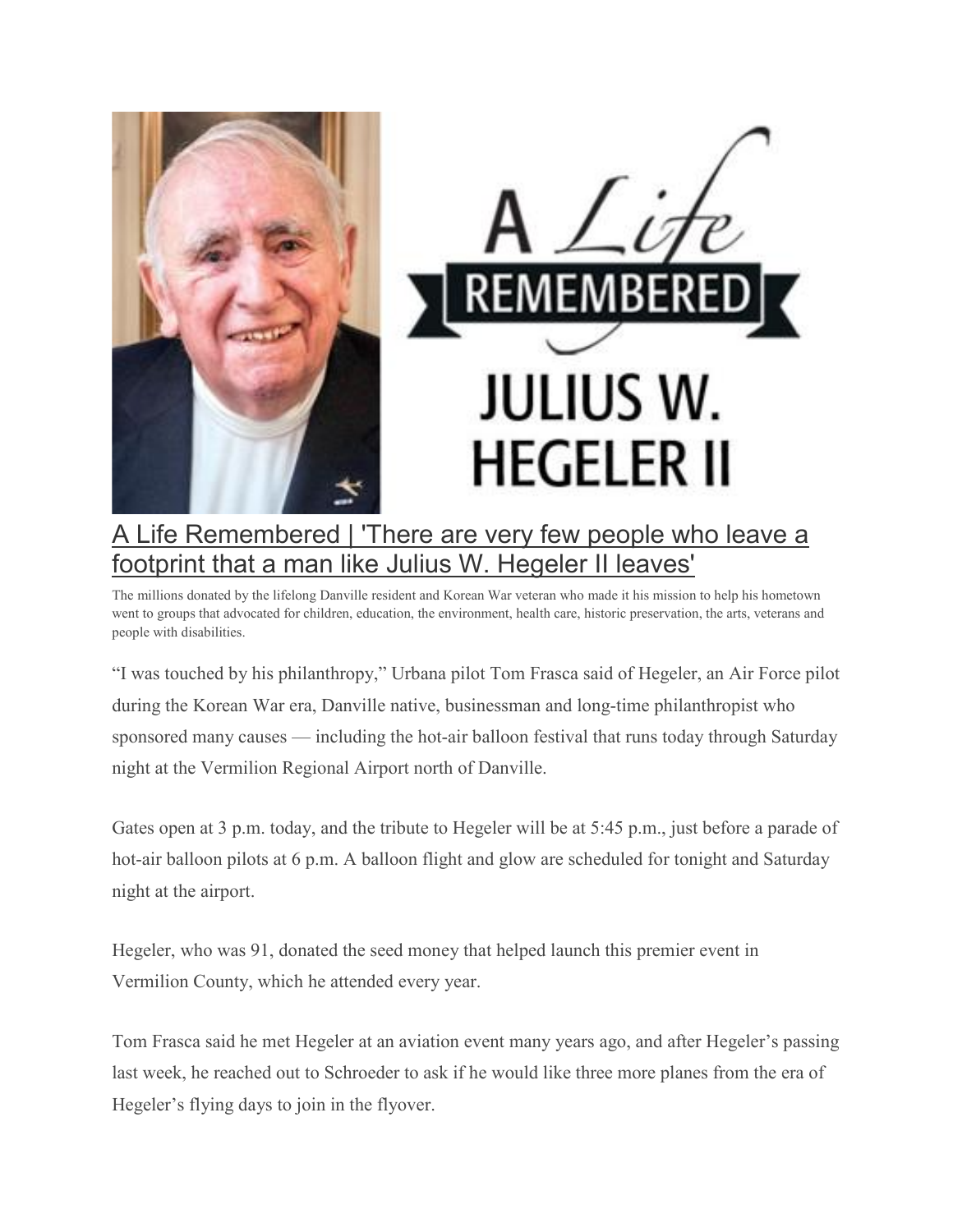A Life Remembered

JULIUS W. HEGELER II

# A Life Remembered | 'There are very few people who leave a footprint that a man like Julius W. Hegeler II leaves'

The millions donated by the lifelong Danville resident and Korean War veteran who made it his mission to help his hometown went to groups that advocated for children, education, the environment, health care, historic preservation, the arts, veterans and people with disabilities.

"I was touched by his philanthropy," Urbana pilot Tom Frasca said of Hegeler, an Air Force pilot during the Korean War era, Danville native, businessman and long-time philanthropist who sponsored many causes — including the hot-air balloon festival that runs today through Saturday night at the Vermilion Regional Airport north of Danville.

Gates open at 3 p.m. today, and the tribute to Hegeler will be at 5:45 p.m., just before a parade of hot-air balloon pilots at 6 p.m. A balloon flight and glow are scheduled for tonight and Saturday night at the airport.

Hegeler, who was 91, donated the seed money that helped launch this premier event in Vermilion County, which he attended every year.

Tom Frasca said he met Hegeler at an aviation event many years ago, and after Hegeler's passing last week, he reached out to Schroeder to ask if he would like three more planes from the era of Hegeler's flying days to join in the flyover.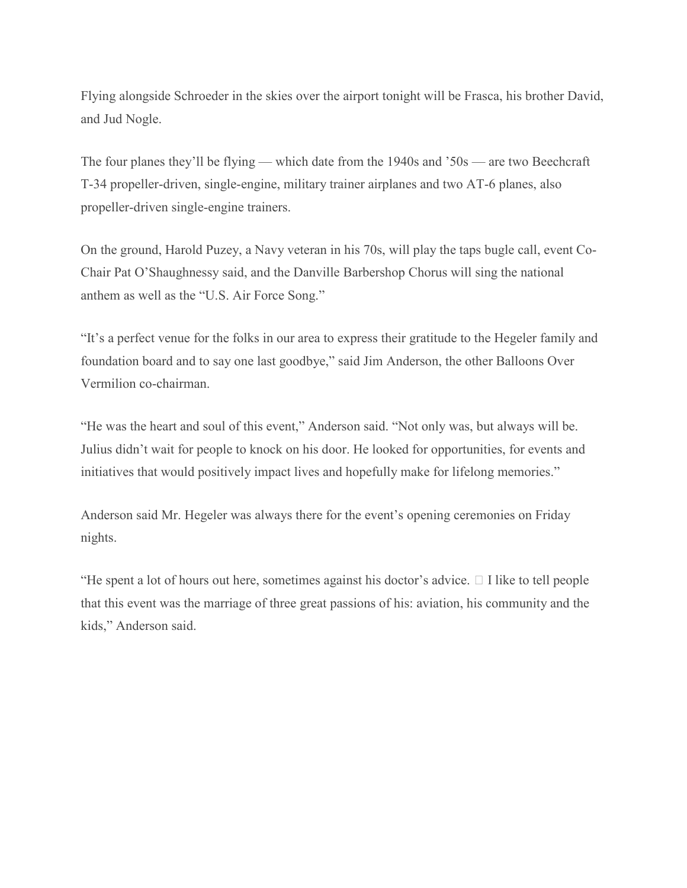Flying alongside Schroeder in the skies over the airport tonight will be Frasca, his brother David, and Jud Nogle.

The four planes they'll be flying — which date from the 1940s and '50s — are two Beechcraft T-34 propeller-driven, single-engine, military trainer airplanes and two AT-6 planes, also propeller-driven single-engine trainers.

On the ground, Harold Puzey, a Navy veteran in his 70s, will play the taps bugle call, event Co-Chair Pat O'Shaughnessy said, and the Danville Barbershop Chorus will sing the national anthem as well as the "U.S. Air Force Song."

"It's a perfect venue for the folks in our area to express their gratitude to the Hegeler family and foundation board and to say one last goodbye," said Jim Anderson, the other Balloons Over Vermilion co-chairman.

"He was the heart and soul of this event," Anderson said. "Not only was, but always will be. Julius didn't wait for people to knock on his door. He looked for opportunities, for events and initiatives that would positively impact lives and hopefully make for lifelong memories."

Anderson said Mr. Hegeler was always there for the event's opening ceremonies on Friday nights.

"He spent a lot of hours out here, sometimes against his doctor's advice.  I like to tell people that this event was the marriage of three great passions of his: aviation, his community and the kids," Anderson said.